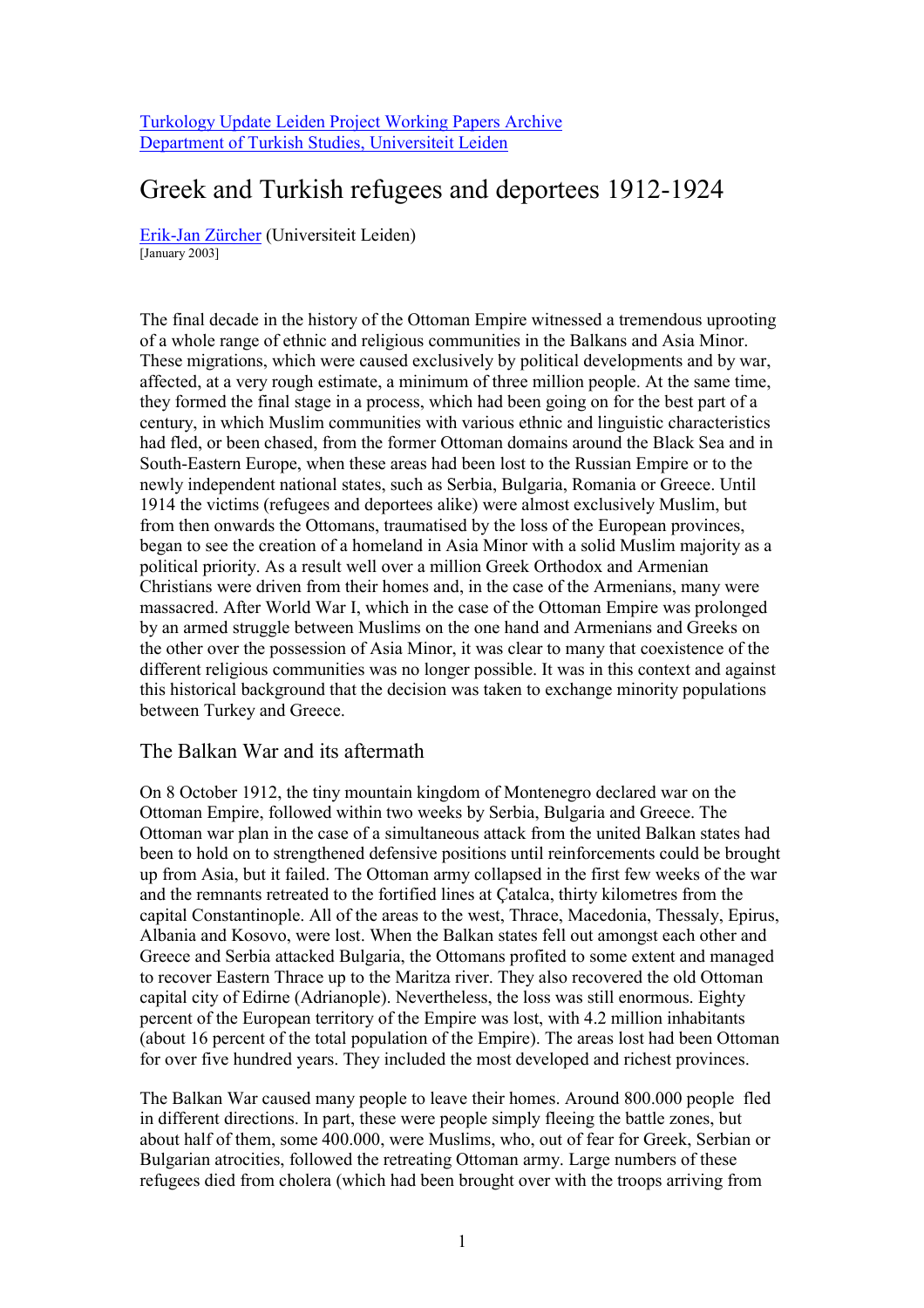[Turkology Update Leiden Project Working Papers Archive](#)
[Department of Turkish Studies, Universiteit Leiden](#)

# Greek and Turkish refugees and deportees 1912-1924

[Erik-Jan Zürcher](#) (Universiteit Leiden)
[January 2003]

The final decade in the history of the Ottoman Empire witnessed a tremendous uprooting of a whole range of ethnic and religious communities in the Balkans and Asia Minor. These migrations, which were caused exclusively by political developments and by war, affected, at a very rough estimate, a minimum of three million people. At the same time, they formed the final stage in a process, which had been going on for the best part of a century, in which Muslim communities with various ethnic and linguistic characteristics had fled, or been chased, from the former Ottoman domains around the Black Sea and in South-Eastern Europe, when these areas had been lost to the Russian Empire or to the newly independent national states, such as Serbia, Bulgaria, Romania or Greece. Until 1914 the victims (refugees and deportees alike) were almost exclusively Muslim, but from then onwards the Ottomans, traumatised by the loss of the European provinces, began to see the creation of a homeland in Asia Minor with a solid Muslim majority as a political priority. As a result well over a million Greek Orthodox and Armenian Christians were driven from their homes and, in the case of the Armenians, many were massacred. After World War I, which in the case of the Ottoman Empire was prolonged by an armed struggle between Muslims on the one hand and Armenians and Greeks on the other over the possession of Asia Minor, it was clear to many that coexistence of the different religious communities was no longer possible. It was in this context and against this historical background that the decision was taken to exchange minority populations between Turkey and Greece.

## The Balkan War and its aftermath

On 8 October 1912, the tiny mountain kingdom of Montenegro declared war on the Ottoman Empire, followed within two weeks by Serbia, Bulgaria and Greece. The Ottoman war plan in the case of a simultaneous attack from the united Balkan states had been to hold on to strengthened defensive positions until reinforcements could be brought up from Asia, but it failed. The Ottoman army collapsed in the first few weeks of the war and the remnants retreated to the fortified lines at Çatalca, thirty kilometres from the capital Constantinople. All of the areas to the west, Thrace, Macedonia, Thessaly, Epirus, Albania and Kosovo, were lost. When the Balkan states fell out amongst each other and Greece and Serbia attacked Bulgaria, the Ottomans profited to some extent and managed to recover Eastern Thrace up to the Maritza river. They also recovered the old Ottoman capital city of Edirne (Adrianople). Nevertheless, the loss was still enormous. Eighty percent of the European territory of the Empire was lost, with 4.2 million inhabitants (about 16 percent of the total population of the Empire). The areas lost had been Ottoman for over five hundred years. They included the most developed and richest provinces.

The Balkan War caused many people to leave their homes. Around 800.000 people fled in different directions. In part, these were people simply fleeing the battle zones, but about half of them, some 400.000, were Muslims, who, out of fear for Greek, Serbian or Bulgarian atrocities, followed the retreating Ottoman army. Large numbers of these refugees died from cholera (which had been brought over with the troops arriving from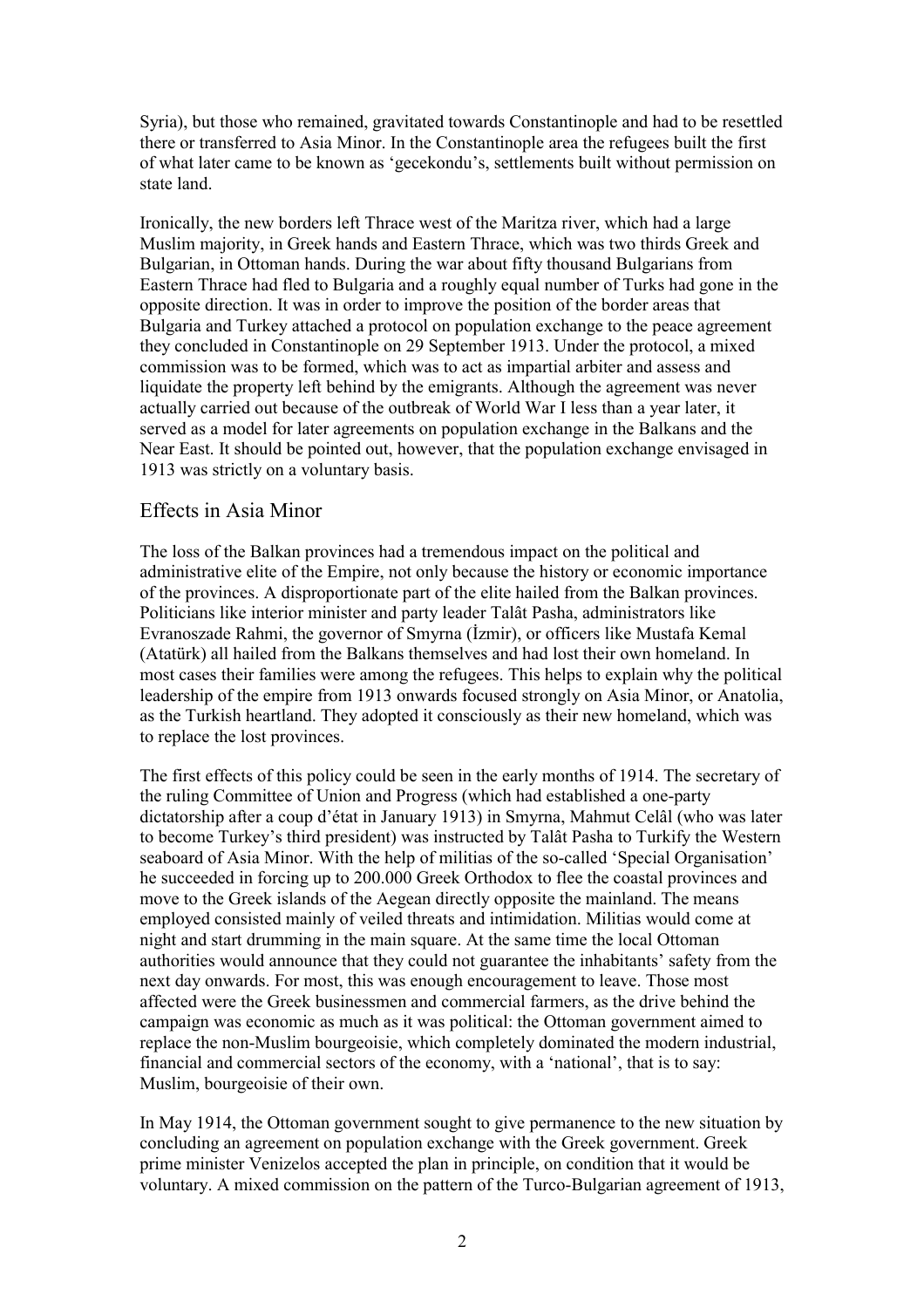Syria), but those who remained, gravitated towards Constantinople and had to be resettled there or transferred to Asia Minor. In the Constantinople area the refugees built the first of what later came to be known as 'gecekondu's, settlements built without permission on state land.

Ironically, the new borders left Thrace west of the Maritza river, which had a large Muslim majority, in Greek hands and Eastern Thrace, which was two thirds Greek and Bulgarian, in Ottoman hands. During the war about fifty thousand Bulgarians from Eastern Thrace had fled to Bulgaria and a roughly equal number of Turks had gone in the opposite direction. It was in order to improve the position of the border areas that Bulgaria and Turkey attached a protocol on population exchange to the peace agreement they concluded in Constantinople on 29 September 1913. Under the protocol, a mixed commission was to be formed, which was to act as impartial arbiter and assess and liquidate the property left behind by the emigrants. Although the agreement was never actually carried out because of the outbreak of World War I less than a year later, it served as a model for later agreements on population exchange in the Balkans and the Near East. It should be pointed out, however, that the population exchange envisaged in 1913 was strictly on a voluntary basis.

## Effects in Asia Minor

The loss of the Balkan provinces had a tremendous impact on the political and administrative elite of the Empire, not only because the history or economic importance of the provinces. A disproportionate part of the elite hailed from the Balkan provinces. Politicians like interior minister and party leader Talât Pasha, administrators like Evranoszade Rahmi, the governor of Smyrna (İzmir), or officers like Mustafa Kemal (Atatürk) all hailed from the Balkans themselves and had lost their own homeland. In most cases their families were among the refugees. This helps to explain why the political leadership of the empire from 1913 onwards focused strongly on Asia Minor, or Anatolia, as the Turkish heartland. They adopted it consciously as their new homeland, which was to replace the lost provinces.

The first effects of this policy could be seen in the early months of 1914. The secretary of the ruling Committee of Union and Progress (which had established a one-party dictatorship after a coup d'état in January 1913) in Smyrna, Mahmut Celâl (who was later to become Turkey's third president) was instructed by Talât Pasha to Turkify the Western seaboard of Asia Minor. With the help of militias of the so-called 'Special Organisation' he succeeded in forcing up to 200.000 Greek Orthodox to flee the coastal provinces and move to the Greek islands of the Aegean directly opposite the mainland. The means employed consisted mainly of veiled threats and intimidation. Militias would come at night and start drumming in the main square. At the same time the local Ottoman authorities would announce that they could not guarantee the inhabitants' safety from the next day onwards. For most, this was enough encouragement to leave. Those most affected were the Greek businessmen and commercial farmers, as the drive behind the campaign was economic as much as it was political: the Ottoman government aimed to replace the non-Muslim bourgeoisie, which completely dominated the modern industrial, financial and commercial sectors of the economy, with a 'national', that is to say: Muslim, bourgeoisie of their own.

In May 1914, the Ottoman government sought to give permanence to the new situation by concluding an agreement on population exchange with the Greek government. Greek prime minister Venizelos accepted the plan in principle, on condition that it would be voluntary. A mixed commission on the pattern of the Turco-Bulgarian agreement of 1913,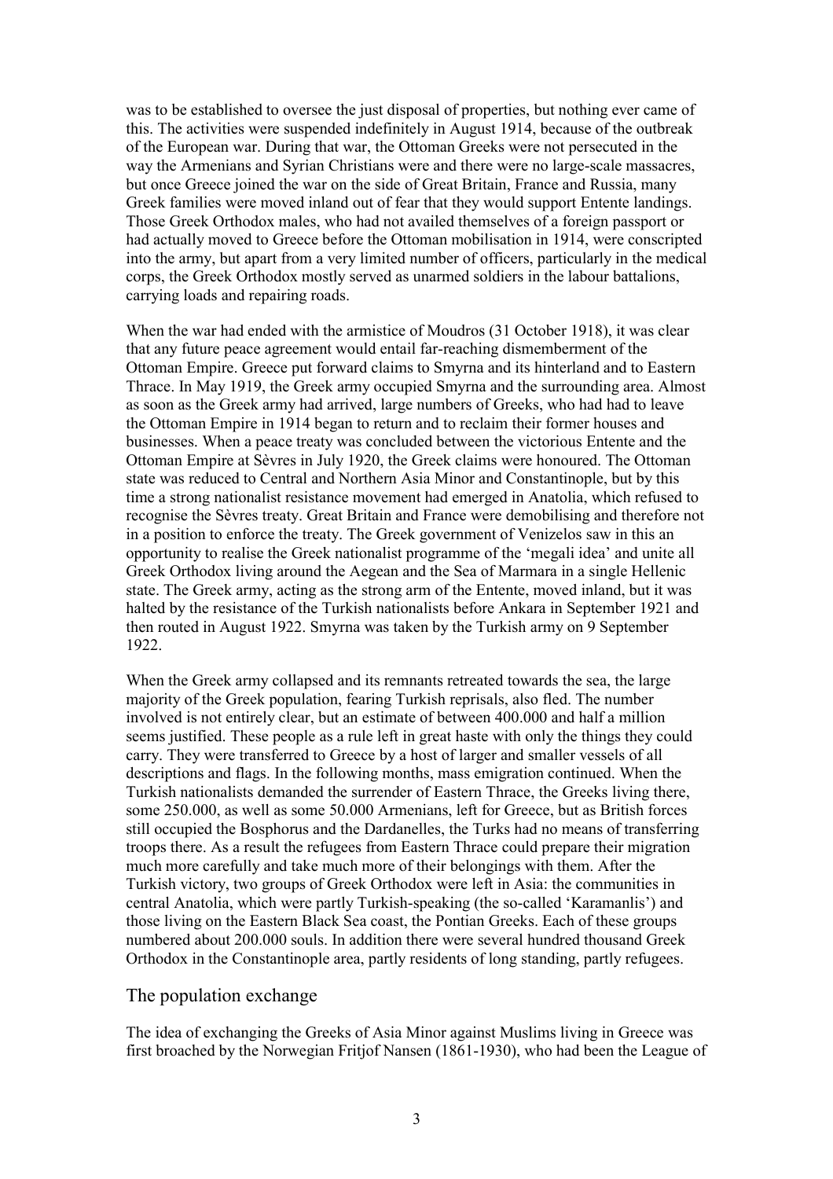was to be established to oversee the just disposal of properties, but nothing ever came of this. The activities were suspended indefinitely in August 1914, because of the outbreak of the European war. During that war, the Ottoman Greeks were not persecuted in the way the Armenians and Syrian Christians were and there were no large-scale massacres, but once Greece joined the war on the side of Great Britain, France and Russia, many Greek families were moved inland out of fear that they would support Entente landings. Those Greek Orthodox males, who had not availed themselves of a foreign passport or had actually moved to Greece before the Ottoman mobilisation in 1914, were conscripted into the army, but apart from a very limited number of officers, particularly in the medical corps, the Greek Orthodox mostly served as unarmed soldiers in the labour battalions, carrying loads and repairing roads.

When the war had ended with the armistice of Moudros (31 October 1918), it was clear that any future peace agreement would entail far-reaching dismemberment of the Ottoman Empire. Greece put forward claims to Smyrna and its hinterland and to Eastern Thrace. In May 1919, the Greek army occupied Smyrna and the surrounding area. Almost as soon as the Greek army had arrived, large numbers of Greeks, who had had to leave the Ottoman Empire in 1914 began to return and to reclaim their former houses and businesses. When a peace treaty was concluded between the victorious Entente and the Ottoman Empire at Sèvres in July 1920, the Greek claims were honoured. The Ottoman state was reduced to Central and Northern Asia Minor and Constantinople, but by this time a strong nationalist resistance movement had emerged in Anatolia, which refused to recognise the Sèvres treaty. Great Britain and France were demobilising and therefore not in a position to enforce the treaty. The Greek government of Venizelos saw in this an opportunity to realise the Greek nationalist programme of the 'megali idea' and unite all Greek Orthodox living around the Aegean and the Sea of Marmara in a single Hellenic state. The Greek army, acting as the strong arm of the Entente, moved inland, but it was halted by the resistance of the Turkish nationalists before Ankara in September 1921 and then routed in August 1922. Smyrna was taken by the Turkish army on 9 September 1922.

When the Greek army collapsed and its remnants retreated towards the sea, the large majority of the Greek population, fearing Turkish reprisals, also fled. The number involved is not entirely clear, but an estimate of between 400.000 and half a million seems justified. These people as a rule left in great haste with only the things they could carry. They were transferred to Greece by a host of larger and smaller vessels of all descriptions and flags. In the following months, mass emigration continued. When the Turkish nationalists demanded the surrender of Eastern Thrace, the Greeks living there, some 250.000, as well as some 50.000 Armenians, left for Greece, but as British forces still occupied the Bosphorus and the Dardanelles, the Turks had no means of transferring troops there. As a result the refugees from Eastern Thrace could prepare their migration much more carefully and take much more of their belongings with them. After the Turkish victory, two groups of Greek Orthodox were left in Asia: the communities in central Anatolia, which were partly Turkish-speaking (the so-called 'Karamanlis') and those living on the Eastern Black Sea coast, the Pontian Greeks. Each of these groups numbered about 200.000 souls. In addition there were several hundred thousand Greek Orthodox in the Constantinople area, partly residents of long standing, partly refugees.

## The population exchange

The idea of exchanging the Greeks of Asia Minor against Muslims living in Greece was first broached by the Norwegian Fritjof Nansen (1861-1930), who had been the League of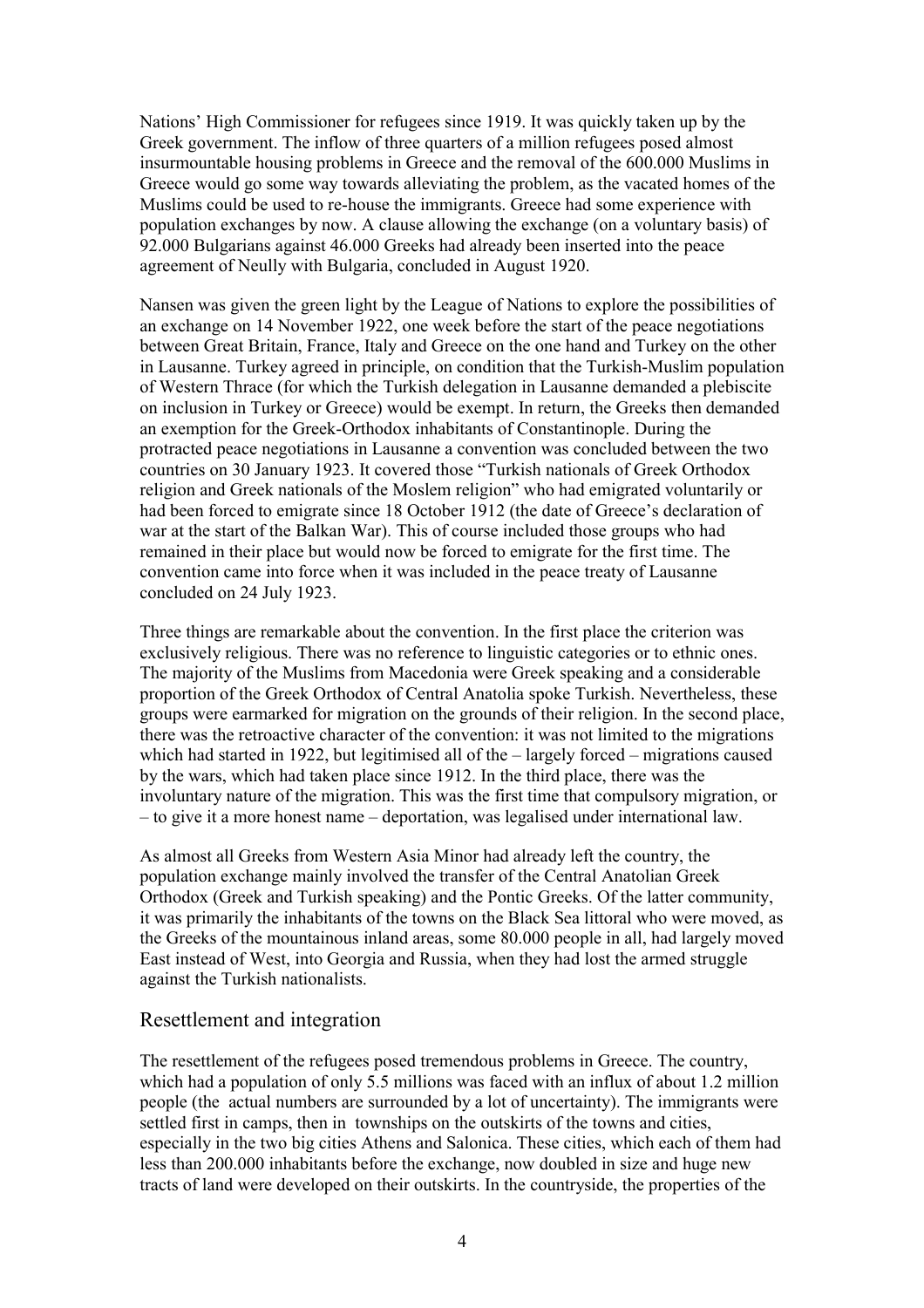Nations' High Commissioner for refugees since 1919. It was quickly taken up by the Greek government. The inflow of three quarters of a million refugees posed almost insurmountable housing problems in Greece and the removal of the 600.000 Muslims in Greece would go some way towards alleviating the problem, as the vacated homes of the Muslims could be used to re-house the immigrants. Greece had some experience with population exchanges by now. A clause allowing the exchange (on a voluntary basis) of 92.000 Bulgarians against 46.000 Greeks had already been inserted into the peace agreement of Neully with Bulgaria, concluded in August 1920.

Nansen was given the green light by the League of Nations to explore the possibilities of an exchange on 14 November 1922, one week before the start of the peace negotiations between Great Britain, France, Italy and Greece on the one hand and Turkey on the other in Lausanne. Turkey agreed in principle, on condition that the Turkish-Muslim population of Western Thrace (for which the Turkish delegation in Lausanne demanded a plebiscite on inclusion in Turkey or Greece) would be exempt. In return, the Greeks then demanded an exemption for the Greek-Orthodox inhabitants of Constantinople. During the protracted peace negotiations in Lausanne a convention was concluded between the two countries on 30 January 1923. It covered those "Turkish nationals of Greek Orthodox religion and Greek nationals of the Moslem religion" who had emigrated voluntarily or had been forced to emigrate since 18 October 1912 (the date of Greece's declaration of war at the start of the Balkan War). This of course included those groups who had remained in their place but would now be forced to emigrate for the first time. The convention came into force when it was included in the peace treaty of Lausanne concluded on 24 July 1923.

Three things are remarkable about the convention. In the first place the criterion was exclusively religious. There was no reference to linguistic categories or to ethnic ones. The majority of the Muslims from Macedonia were Greek speaking and a considerable proportion of the Greek Orthodox of Central Anatolia spoke Turkish. Nevertheless, these groups were earmarked for migration on the grounds of their religion. In the second place, there was the retroactive character of the convention: it was not limited to the migrations which had started in 1922, but legitimised all of the – largely forced – migrations caused by the wars, which had taken place since 1912. In the third place, there was the involuntary nature of the migration. This was the first time that compulsory migration, or – to give it a more honest name – deportation, was legalised under international law.

As almost all Greeks from Western Asia Minor had already left the country, the population exchange mainly involved the transfer of the Central Anatolian Greek Orthodox (Greek and Turkish speaking) and the Pontic Greeks. Of the latter community, it was primarily the inhabitants of the towns on the Black Sea littoral who were moved, as the Greeks of the mountainous inland areas, some 80.000 people in all, had largely moved East instead of West, into Georgia and Russia, when they had lost the armed struggle against the Turkish nationalists.

## Resettlement and integration

The resettlement of the refugees posed tremendous problems in Greece. The country, which had a population of only 5.5 millions was faced with an influx of about 1.2 million people (the actual numbers are surrounded by a lot of uncertainty). The immigrants were settled first in camps, then in townships on the outskirts of the towns and cities, especially in the two big cities Athens and Salonica. These cities, which each of them had less than 200.000 inhabitants before the exchange, now doubled in size and huge new tracts of land were developed on their outskirts. In the countryside, the properties of the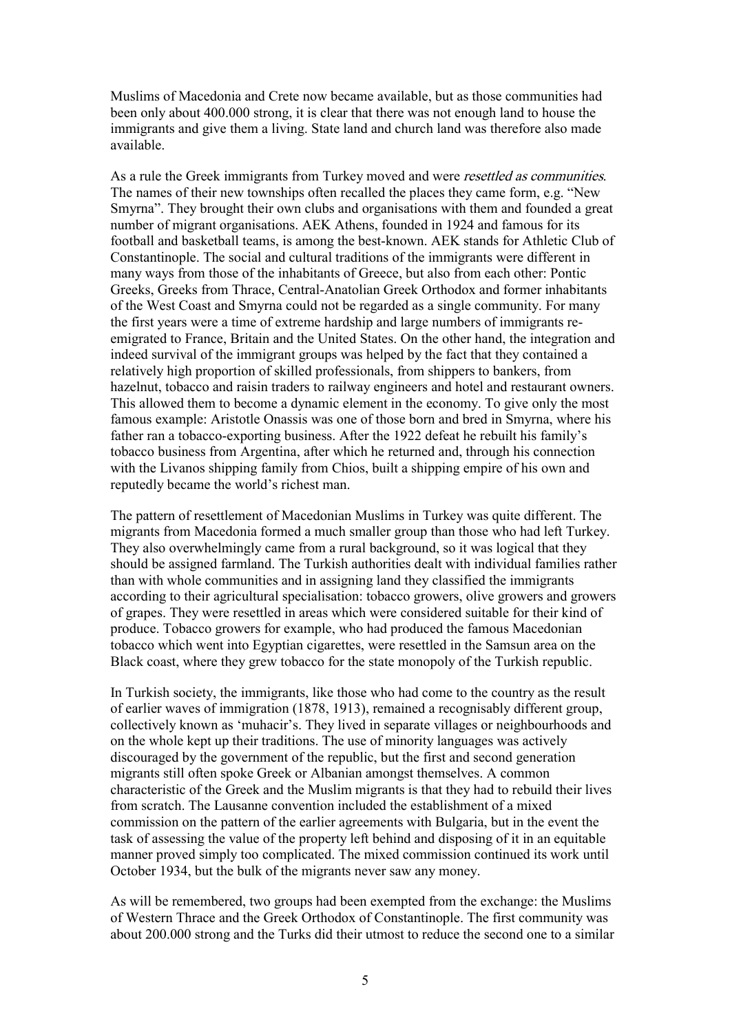Muslims of Macedonia and Crete now became available, but as those communities had been only about 400.000 strong, it is clear that there was not enough land to house the immigrants and give them a living. State land and church land was therefore also made available.

As a rule the Greek immigrants from Turkey moved and were *resettled as communities*. The names of their new townships often recalled the places they came form, e.g. "New Smyrna". They brought their own clubs and organisations with them and founded a great number of migrant organisations. AEK Athens, founded in 1924 and famous for its football and basketball teams, is among the best-known. AEK stands for Athletic Club of Constantinople. The social and cultural traditions of the immigrants were different in many ways from those of the inhabitants of Greece, but also from each other: Pontic Greeks, Greeks from Thrace, Central-Anatolian Greek Orthodox and former inhabitants of the West Coast and Smyrna could not be regarded as a single community. For many the first years were a time of extreme hardship and large numbers of immigrants re-emigrated to France, Britain and the United States. On the other hand, the integration and indeed survival of the immigrant groups was helped by the fact that they contained a relatively high proportion of skilled professionals, from shippers to bankers, from hazelnut, tobacco and raisin traders to railway engineers and hotel and restaurant owners. This allowed them to become a dynamic element in the economy. To give only the most famous example: Aristotle Onassis was one of those born and bred in Smyrna, where his father ran a tobacco-exporting business. After the 1922 defeat he rebuilt his family's tobacco business from Argentina, after which he returned and, through his connection with the Livanos shipping family from Chios, built a shipping empire of his own and reputedly became the world's richest man.

The pattern of resettlement of Macedonian Muslims in Turkey was quite different. The migrants from Macedonia formed a much smaller group than those who had left Turkey. They also overwhelmingly came from a rural background, so it was logical that they should be assigned farmland. The Turkish authorities dealt with individual families rather than with whole communities and in assigning land they classified the immigrants according to their agricultural specialisation: tobacco growers, olive growers and growers of grapes. They were resettled in areas which were considered suitable for their kind of produce. Tobacco growers for example, who had produced the famous Macedonian tobacco which went into Egyptian cigarettes, were resettled in the Samsun area on the Black coast, where they grew tobacco for the state monopoly of the Turkish republic.

In Turkish society, the immigrants, like those who had come to the country as the result of earlier waves of immigration (1878, 1913), remained a recognisably different group, collectively known as 'muhacir's. They lived in separate villages or neighbourhoods and on the whole kept up their traditions. The use of minority languages was actively discouraged by the government of the republic, but the first and second generation migrants still often spoke Greek or Albanian amongst themselves. A common characteristic of the Greek and the Muslim migrants is that they had to rebuild their lives from scratch. The Lausanne convention included the establishment of a mixed commission on the pattern of the earlier agreements with Bulgaria, but in the event the task of assessing the value of the property left behind and disposing of it in an equitable manner proved simply too complicated. The mixed commission continued its work until October 1934, but the bulk of the migrants never saw any money.

As will be remembered, two groups had been exempted from the exchange: the Muslims of Western Thrace and the Greek Orthodox of Constantinople. The first community was about 200.000 strong and the Turks did their utmost to reduce the second one to a similar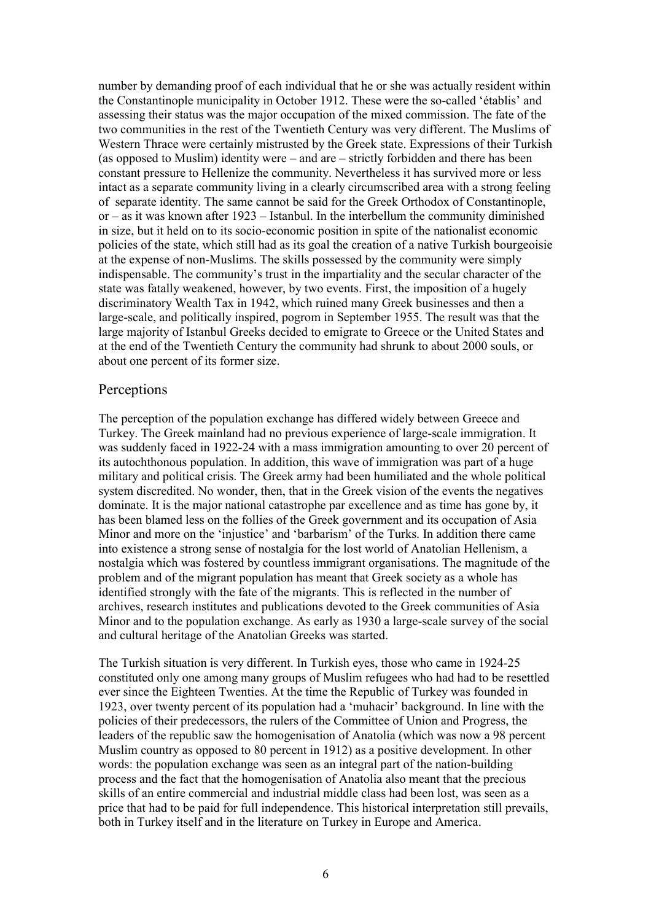number by demanding proof of each individual that he or she was actually resident within the Constantinople municipality in October 1912. These were the so-called 'établis' and assessing their status was the major occupation of the mixed commission. The fate of the two communities in the rest of the Twentieth Century was very different. The Muslims of Western Thrace were certainly mistrusted by the Greek state. Expressions of their Turkish (as opposed to Muslim) identity were – and are – strictly forbidden and there has been constant pressure to Hellenize the community. Nevertheless it has survived more or less intact as a separate community living in a clearly circumscribed area with a strong feeling of separate identity. The same cannot be said for the Greek Orthodox of Constantinople, or – as it was known after 1923 – Istanbul. In the interbellum the community diminished in size, but it held on to its socio-economic position in spite of the nationalist economic policies of the state, which still had as its goal the creation of a native Turkish bourgeoisie at the expense of non-Muslims. The skills possessed by the community were simply indispensable. The community's trust in the impartiality and the secular character of the state was fatally weakened, however, by two events. First, the imposition of a hugely discriminatory Wealth Tax in 1942, which ruined many Greek businesses and then a large-scale, and politically inspired, pogrom in September 1955. The result was that the large majority of Istanbul Greeks decided to emigrate to Greece or the United States and at the end of the Twentieth Century the community had shrunk to about 2000 souls, or about one percent of its former size.

## Perceptions

The perception of the population exchange has differed widely between Greece and Turkey. The Greek mainland had no previous experience of large-scale immigration. It was suddenly faced in 1922-24 with a mass immigration amounting to over 20 percent of its autochthonous population. In addition, this wave of immigration was part of a huge military and political crisis. The Greek army had been humiliated and the whole political system discredited. No wonder, then, that in the Greek vision of the events the negatives dominate. It is the major national catastrophe par excellence and as time has gone by, it has been blamed less on the follies of the Greek government and its occupation of Asia Minor and more on the 'injustice' and 'barbarism' of the Turks. In addition there came into existence a strong sense of nostalgia for the lost world of Anatolian Hellenism, a nostalgia which was fostered by countless immigrant organisations. The magnitude of the problem and of the migrant population has meant that Greek society as a whole has identified strongly with the fate of the migrants. This is reflected in the number of archives, research institutes and publications devoted to the Greek communities of Asia Minor and to the population exchange. As early as 1930 a large-scale survey of the social and cultural heritage of the Anatolian Greeks was started.

The Turkish situation is very different. In Turkish eyes, those who came in 1924-25 constituted only one among many groups of Muslim refugees who had had to be resettled ever since the Eighteen Twenties. At the time the Republic of Turkey was founded in 1923, over twenty percent of its population had a 'muhacir' background. In line with the policies of their predecessors, the rulers of the Committee of Union and Progress, the leaders of the republic saw the homogenisation of Anatolia (which was now a 98 percent Muslim country as opposed to 80 percent in 1912) as a positive development. In other words: the population exchange was seen as an integral part of the nation-building process and the fact that the homogenisation of Anatolia also meant that the precious skills of an entire commercial and industrial middle class had been lost, was seen as a price that had to be paid for full independence. This historical interpretation still prevails, both in Turkey itself and in the literature on Turkey in Europe and America.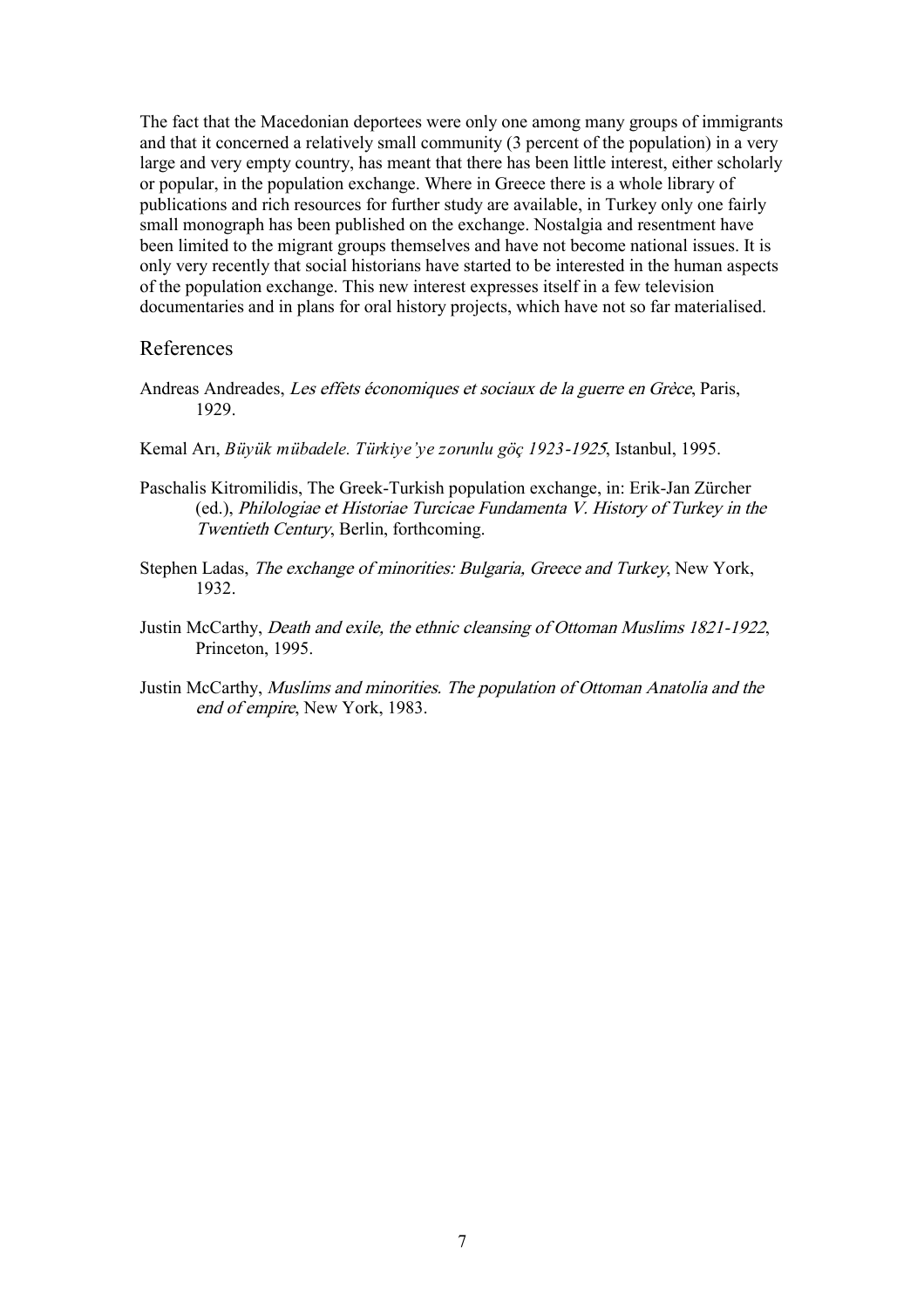The fact that the Macedonian deportees were only one among many groups of immigrants and that it concerned a relatively small community (3 percent of the population) in a very large and very empty country, has meant that there has been little interest, either scholarly or popular, in the population exchange. Where in Greece there is a whole library of publications and rich resources for further study are available, in Turkey only one fairly small monograph has been published on the exchange. Nostalgia and resentment have been limited to the migrant groups themselves and have not become national issues. It is only very recently that social historians have started to be interested in the human aspects of the population exchange. This new interest expresses itself in a few television documentaries and in plans for oral history projects, which have not so far materialised.

## References

Andreas Andreades, *Les effets économiques et sociaux de la guerre en Grèce*, Paris, 1929.

Kemal Arı, *Büyük mübadele. Türkiye'ye zorunlu göç 1923-1925*, Istanbul, 1995.

Paschalis Kitromilidis, The Greek-Turkish population exchange, in: Erik-Jan Zürcher (ed.), *Philologiae et Historiae Turcicae Fundamenta V. History of Turkey in the Twentieth Century*, Berlin, forthcoming.

Stephen Ladas, *The exchange of minorities: Bulgaria, Greece and Turkey*, New York, 1932.

Justin McCarthy, *Death and exile, the ethnic cleansing of Ottoman Muslims 1821-1922*, Princeton, 1995.

Justin McCarthy, *Muslims and minorities. The population of Ottoman Anatolia and the end of empire*, New York, 1983.